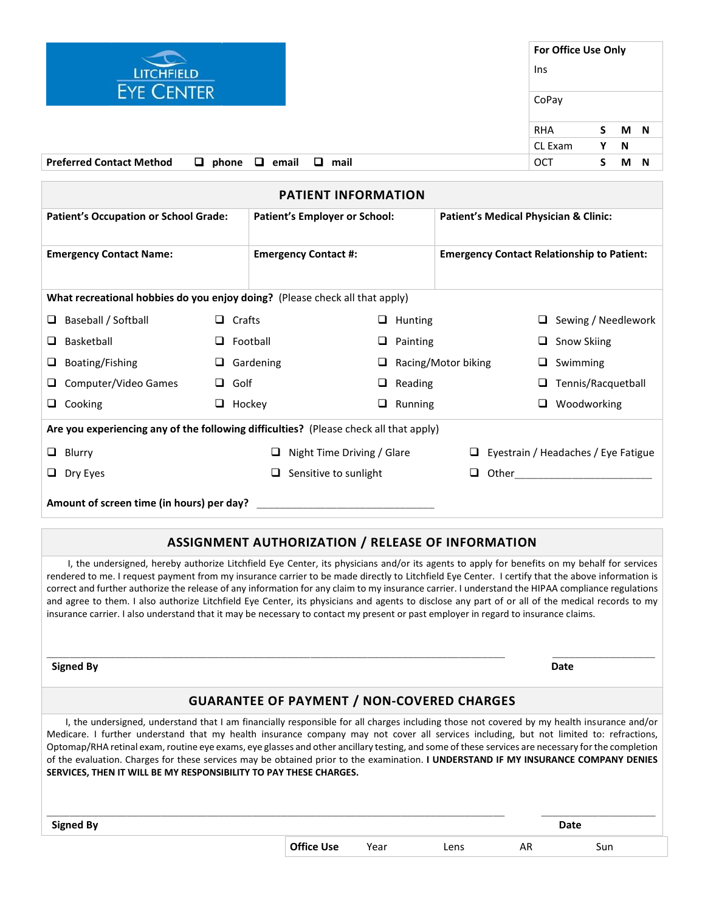LITCHFIELD EYE CENTER

| For Office Use Only | | | |
|---|---|---|---|
| Ins | | | |
| CoPay | | | |
| RHA | S | M | N |
| CL Exam | Y | N | |
| OCT | S | M | N |

**Preferred Contact Method** ☐ **phone** ☐ **email** ☐ **mail**

## PATIENT INFORMATION

| **Patient's Occupation or School Grade:** | **Patient's Employer or School:** | **Patient's Medical Physician & Clinic:** |
|---|---|---|
| | | |
| **Emergency Contact Name:** | **Emergency Contact #:** | **Emergency Contact Relationship to Patient:** |
| | | |

**What recreational hobbies do you enjoy doing?** (Please check all that apply)

| | | | |
|---|---|---|---|
| ☐ Baseball / Softball | ☐ Crafts | ☐ Hunting | ☐ Sewing / Needlework |
| ☐ Basketball | ☐ Football | ☐ Painting | ☐ Snow Skiing |
| ☐ Boating/Fishing | ☐ Gardening | ☐ Racing/Motor biking | ☐ Swimming |
| ☐ Computer/Video Games | ☐ Golf | ☐ Reading | ☐ Tennis/Racquetball |
| ☐ Cooking | ☐ Hockey | ☐ Running | ☐ Woodworking |

**Are you experiencing any of the following difficulties?** (Please check all that apply)

| | | |
|---|---|---|
| ☐ Blurry | ☐ Night Time Driving / Glare | ☐ Eyestrain / Headaches / Eye Fatigue |
| ☐ Dry Eyes | ☐ Sensitive to sunlight | ☐ Other________________________ |

**Amount of screen time (in hours) per day?** _______________________________

## ASSIGNMENT AUTHORIZATION / RELEASE OF INFORMATION

I, the undersigned, hereby authorize Litchfield Eye Center, its physicians and/or its agents to apply for benefits on my behalf for services rendered to me. I request payment from my insurance carrier to be made directly to Litchfield Eye Center. I certify that the above information is correct and further authorize the release of any information for any claim to my insurance carrier. I understand the HIPAA compliance regulations and agree to them. I also authorize Litchfield Eye Center, its physicians and agents to disclose any part of or all of the medical records to my insurance carrier. I also understand that it may be necessary to contact my present or past employer in regard to insurance claims.

_______________________________________________________________________________ ___________________

**Signed By** **Date**

## GUARANTEE OF PAYMENT / NON-COVERED CHARGES

I, the undersigned, understand that I am financially responsible for all charges including those not covered by my health insurance and/or Medicare. I further understand that my health insurance company may not cover all services including, but not limited to: refractions, Optomap/RHA retinal exam, routine eye exams, eye glasses and other ancillary testing, and some of these services are necessary for the completion of the evaluation. Charges for these services may be obtained prior to the examination. **I UNDERSTAND IF MY INSURANCE COMPANY DENIES SERVICES, THEN IT WILL BE MY RESPONSIBILITY TO PAY THESE CHARGES.**

_______________________________________________________________________________ ___________________

**Signed By** **Date**

| **Office Use** | Year | Lens | AR | Sun |
|---|---|---|---|---|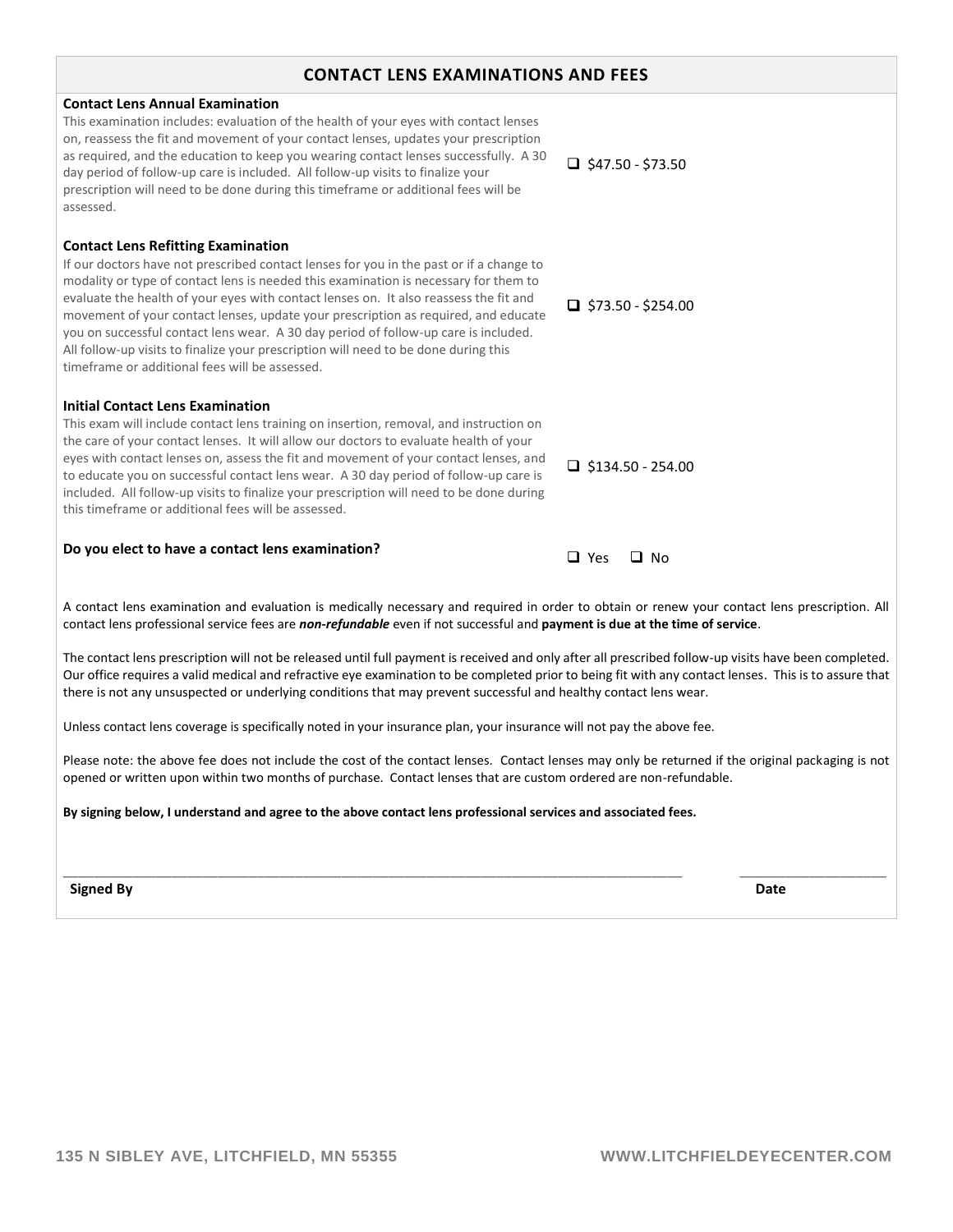## CONTACT LENS EXAMINATIONS AND FEES

| | |
|---|---|
| **Contact Lens Annual Examination**<br>This examination includes: evaluation of the health of your eyes with contact lenses on, reassess the fit and movement of your contact lenses, updates your prescription as required, and the education to keep you wearing contact lenses successfully. A 30 day period of follow-up care is included. All follow-up visits to finalize your prescription will need to be done during this timeframe or additional fees will be assessed. | ☐ $47.50 - $73.50 |
| **Contact Lens Refitting Examination**<br>If our doctors have not prescribed contact lenses for you in the past or if a change to modality or type of contact lens is needed this examination is necessary for them to evaluate the health of your eyes with contact lenses on. It also reassess the fit and movement of your contact lenses, update your prescription as required, and educate you on successful contact lens wear. A 30 day period of follow-up care is included. All follow-up visits to finalize your prescription will need to be done during this timeframe or additional fees will be assessed. | ☐ $73.50 - $254.00 |
| **Initial Contact Lens Examination**<br>This exam will include contact lens training on insertion, removal, and instruction on the care of your contact lenses. It will allow our doctors to evaluate health of your eyes with contact lenses on, assess the fit and movement of your contact lenses, and to educate you on successful contact lens wear. A 30 day period of follow-up care is included. All follow-up visits to finalize your prescription will need to be done during this timeframe or additional fees will be assessed. | ☐ $134.50 - 254.00 |
| **Do you elect to have a contact lens examination?** | ☐ Yes ☐ No |

A contact lens examination and evaluation is medically necessary and required in order to obtain or renew your contact lens prescription. All contact lens professional service fees are ***non-refundable*** even if not successful and **payment is due at the time of service**.

The contact lens prescription will not be released until full payment is received and only after all prescribed follow-up visits have been completed. Our office requires a valid medical and refractive eye examination to be completed prior to being fit with any contact lenses. This is to assure that there is not any unsuspected or underlying conditions that may prevent successful and healthy contact lens wear.

Unless contact lens coverage is specifically noted in your insurance plan, your insurance will not pay the above fee.

Please note: the above fee does not include the cost of the contact lenses. Contact lenses may only be returned if the original packaging is not opened or written upon within two months of purchase. Contact lenses that are custom ordered are non-refundable.

**By signing below, I understand and agree to the above contact lens professional services and associated fees.**

\_\_\_\_\_\_\_\_\_\_\_\_\_\_\_\_\_\_\_\_\_\_\_\_\_\_\_\_\_\_\_\_\_\_\_\_\_\_\_\_\_\_\_\_ \_\_\_\_\_\_\_\_\_\_\_\_\_\_\_\_\_\_\_\_

**Signed By** **Date**

135 N SIBLEY AVE, LITCHFIELD, MN 55355 WWW.LITCHFIELDEYECENTER.COM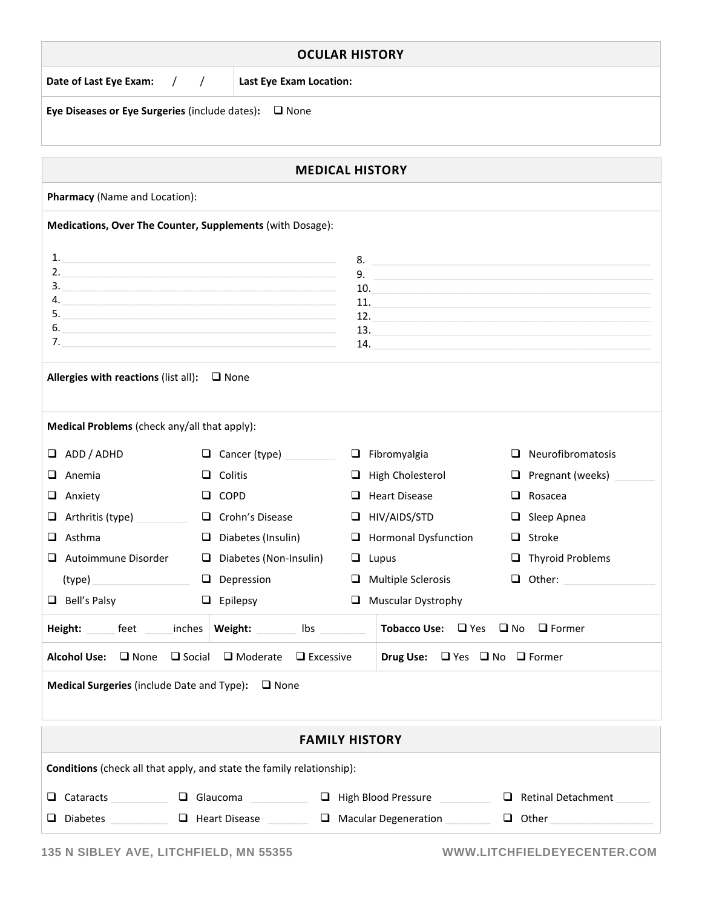## OCULAR HISTORY

**Date of Last Eye Exam:** / /

**Last Eye Exam Location:**

**Eye Diseases or Eye Surgeries** (include dates)**:** ❑ None

## MEDICAL HISTORY

**Pharmacy** (Name and Location):

**Medications, Over The Counter, Supplements** (with Dosage):

1. ______________________
2. ______________________
3. ______________________
4. ______________________
5. ______________________
6. ______________________
7. ______________________
8. ______________________
9. ______________________
10. ______________________
11. ______________________
12. ______________________
13. ______________________
14. ______________________

**Allergies with reactions** (list all)**:** ❑ None

**Medical Problems** (check any/all that apply):

| | | | |
|---|---|---|---|
| ❑ ADD / ADHD | ❑ Cancer (type) ________ | ❑ Fibromyalgia | ❑ Neurofibromatosis |
| ❑ Anemia | ❑ Colitis | ❑ High Cholesterol | ❑ Pregnant (weeks) ________ |
| ❑ Anxiety | ❑ COPD | ❑ Heart Disease | ❑ Rosacea |
| ❑ Arthritis (type) ________ | ❑ Crohn's Disease | ❑ HIV/AIDS/STD | ❑ Sleep Apnea |
| ❑ Asthma | ❑ Diabetes (Insulin) | ❑ Hormonal Dysfunction | ❑ Stroke |
| ❑ Autoimmune Disorder (type) ________ | ❑ Diabetes (Non-Insulin) | ❑ Lupus | ❑ Thyroid Problems |
| | ❑ Depression | ❑ Multiple Sclerosis | ❑ Other: ________ |
| ❑ Bell's Palsy | ❑ Epilepsy | ❑ Muscular Dystrophy | |

**Height:** _____ feet _____ inches | **Weight:** _______ lbs | **Tobacco Use:** ❑ Yes ❑ No ❑ Former

**Alcohol Use:** ❑ None ❑ Social ❑ Moderate ❑ Excessive | **Drug Use:** ❑ Yes ❑ No ❑ Former

**Medical Surgeries** (include Date and Type)**:** ❑ None

## FAMILY HISTORY

**Conditions** (check all that apply, and state the family relationship):

| | | | |
|---|---|---|---|
| ❑ Cataracts ________ | ❑ Glaucoma ________ | ❑ High Blood Pressure ________ | ❑ Retinal Detachment ________ |
| ❑ Diabetes ________ | ❑ Heart Disease ________ | ❑ Macular Degeneration ________ | ❑ Other ________ |

135 N SIBLEY AVE, LITCHFIELD, MN 55355 WWW.LITCHFIELDEYECENTER.COM